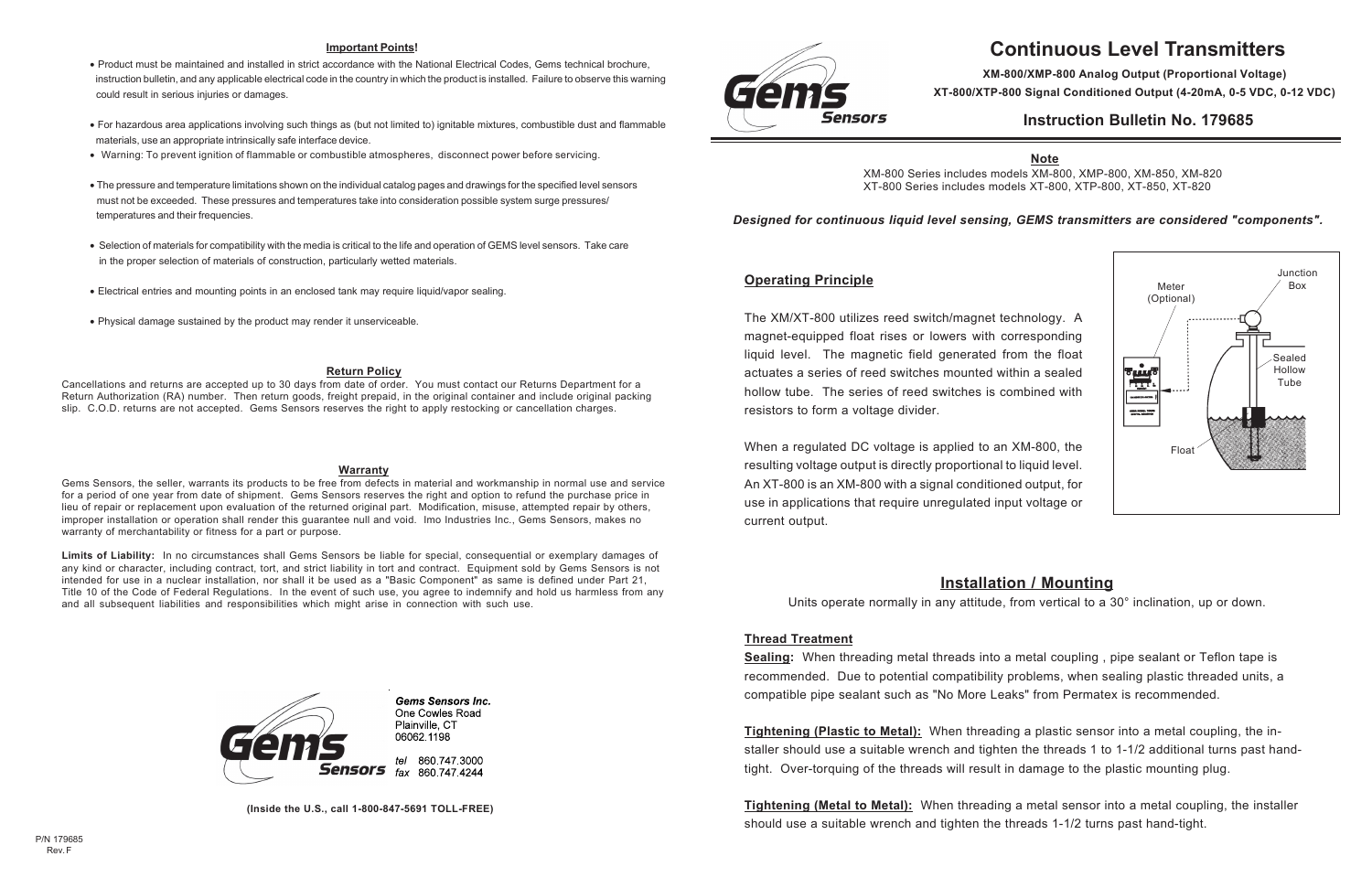### Important Points!

- Product must be maintained and installed in strict accordance with the National Electrical Codes, Gems technical brochure, instruction bulletin, and any applicable electrical code in the country in which the product is installed. Failure to observe this warning could result in serious injuries or damages.
- For hazardous area applications involving such things as (but not limited to) ignitable mixtures, combustible dust and flammable materials, use an appropriate intrinsically safe interface device.
- Warning: To prevent ignition of flammable or combustible atmospheres, disconnect power before servicing.
- The pressure and temperature limitations shown on the individual catalog pages and drawings for the specified level sensors must not be exceeded. These pressures and temperatures take into consideration possible system surge pressures/ temperatures and their frequencies.
- Selection of materials for compatibility with the media is critical to the life and operation of GEMS level sensors. Take care in the proper selection of materials of construction, particularly wetted materials.
- Electrical entries and mounting points in an enclosed tank may require liquid/vapor sealing.
- Physical damage sustained by the product may render it unserviceable.

### Return Policy

Cancellations and returns are accepted up to 30 days from date of order. You must contact our Returns Department for a Return Authorization (RA) number. Then return goods, freight prepaid, in the original container and include original packing slip. C.O.D. returns are not accepted. Gems Sensors reserves the right to apply restocking or cancellation charges.

### Warranty

Gems Sensors, the seller, warrants its products to be free from defects in material and workmanship in normal use and service for a period of one year from date of shipment. Gems Sensors reserves the right and option to refund the purchase price in lieu of repair or replacement upon evaluation of the returned original part. Modification, misuse, attempted repair by others, improper installation or operation shall render this guarantee null and void. Imo Industries Inc., Gems Sensors, makes no warranty of merchantability or fitness for a part or purpose.

**Limits of Liability:** In no circumstances shall Gems Sensors be liable for special, consequential or exemplary damages of any kind or character, including contract, tort, and strict liability in tort and contract. Equipment sold by Gems Sensors is not intended for use in a nuclear installation, nor shall it be used as a "Basic Component" as same is defined under Part 21, Title 10 of the Code of Federal Regulations. In the event of such use, you agree to indemnify and hold us harmless from any and all subsequent liabilities and responsibilities which might arise in connection with such use.

*Gems Sensors Inc.*
One Cowles Road
Plainville, CT
06062.1198

*tel* 860.747.3000
*fax* 860.747.4244

**(Inside the U.S., call 1-800-847-5691 TOLL-FREE)**

P/N 179685
Rev. F

# Continuous Level Transmitters

**XM-800/XMP-800 Analog Output (Proportional Voltage)**
**XT-800/XTP-800 Signal Conditioned Output (4-20mA, 0-5 VDC, 0-12 VDC)**

## Instruction Bulletin No. 179685

**Note**

XM-800 Series includes models XM-800, XMP-800, XM-850, XM-820
XT-800 Series includes models XT-800, XTP-800, XT-850, XT-820

***Designed for continuous liquid level sensing, GEMS transmitters are considered "components".***

### Operating Principle

The XM/XT-800 utilizes reed switch/magnet technology. A magnet-equipped float rises or lowers with corresponding liquid level. The magnetic field generated from the float actuates a series of reed switches mounted within a sealed hollow tube. The series of reed switches is combined with resistors to form a voltage divider.

When a regulated DC voltage is applied to an XM-800, the resulting voltage output is directly proportional to liquid level. An XT-800 is an XM-800 with a signal conditioned output, for use in applications that require unregulated input voltage or current output.

Meter (Optional) — Junction Box — Sealed Hollow Tube — Float

## Installation / Mounting

Units operate normally in any attitude, from vertical to a 30° inclination, up or down.

### Thread Treatment

**Sealing:** When threading metal threads into a metal coupling , pipe sealant or Teflon tape is recommended. Due to potential compatibility problems, when sealing plastic threaded units, a compatible pipe sealant such as "No More Leaks" from Permatex is recommended.

**Tightening (Plastic to Metal):** When threading a plastic sensor into a metal coupling, the installer should use a suitable wrench and tighten the threads 1 to 1-1/2 additional turns past hand-tight. Over-torquing of the threads will result in damage to the plastic mounting plug.

**Tightening (Metal to Metal):** When threading a metal sensor into a metal coupling, the installer should use a suitable wrench and tighten the threads 1-1/2 turns past hand-tight.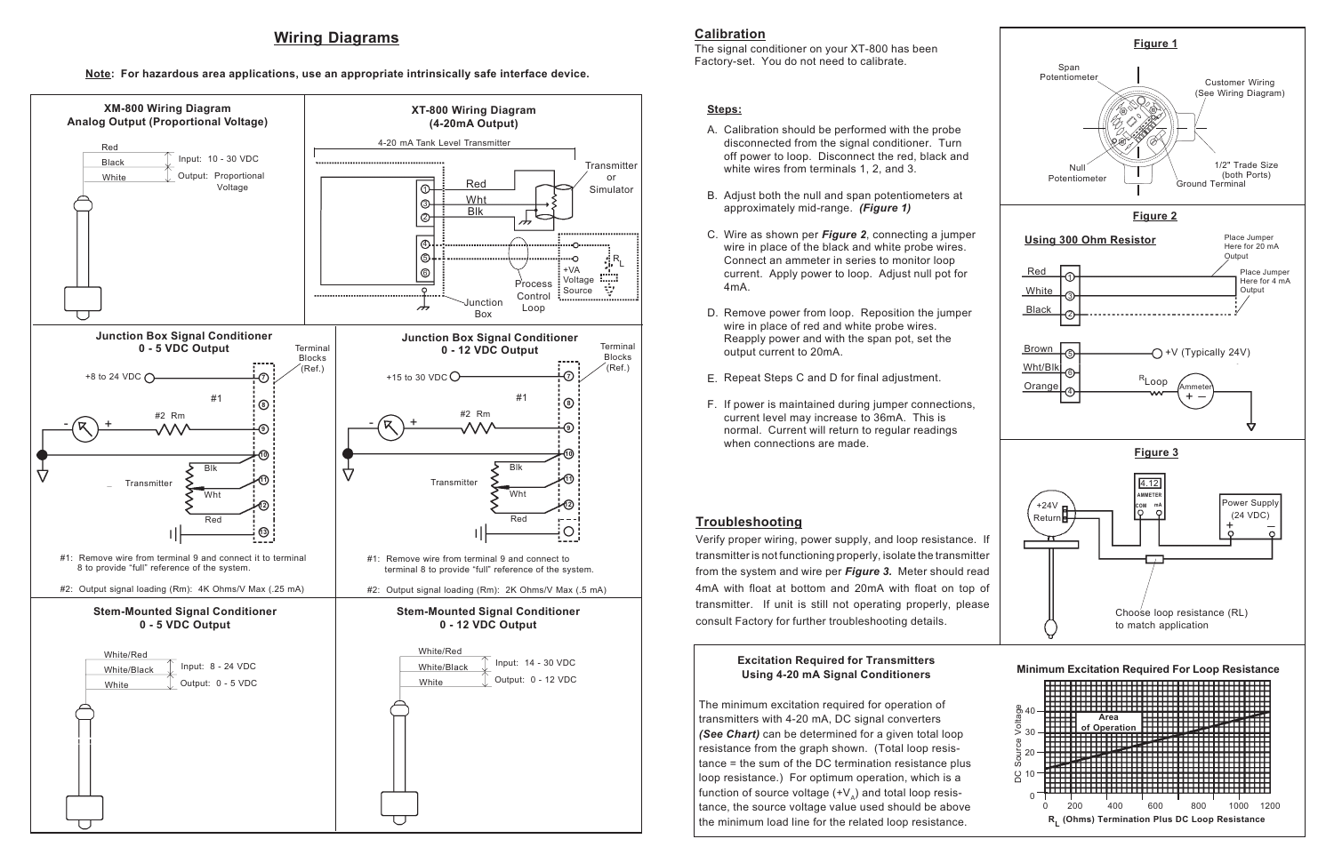# Wiring Diagrams

**Note**: For hazardous area applications, use an appropriate intrinsically safe interface device.

**XM-800 Wiring Diagram**
**Analog Output (Proportional Voltage)**

Red
Black
White
Input: 10 - 30 VDC
Output: Proportional Voltage

**XT-800 Wiring Diagram**
**(4-20mA Output)**

4-20 mA Tank Level Transmitter
Red
Wht
Blk
Transmitter or Simulator
+VA Voltage Source
$R_L$
Process Control Loop
Junction Box

**Junction Box Signal Conditioner**
**0 - 5 VDC Output**

Terminal Blocks (Ref.)
+8 to 24 VDC
#1
#2 Rm
Blk
Transmitter
Wht
Red

#1: Remove wire from terminal 9 and connect it to terminal 8 to provide "full" reference of the system.

#2: Output signal loading (Rm): 4K Ohms/V Max (.25 mA)

**Junction Box Signal Conditioner**
**0 - 12 VDC Output**

Terminal Blocks (Ref.)
+15 to 30 VDC
#1
#2 Rm
Blk
Transmitter
Wht
Red

#1: Remove wire from terminal 9 and connect to terminal 8 to provide "full" reference of the system.

#2: Output signal loading (Rm): 2K Ohms/V Max (.5 mA)

**Stem-Mounted Signal Conditioner**
**0 - 5 VDC Output**

White/Red
White/Black
White
Input: 8 - 24 VDC
Output: 0 - 5 VDC

**Stem-Mounted Signal Conditioner**
**0 - 12 VDC Output**

White/Red
White/Black
White
Input: 14 - 30 VDC
Output: 0 - 12 VDC

## Calibration

The signal conditioner on your XT-800 has been Factory-set. You do not need to calibrate.

**Steps:**

A. Calibration should be performed with the probe disconnected from the signal conditioner. Turn off power to loop. Disconnect the red, black and white wires from terminals 1, 2, and 3.

B. Adjust both the null and span potentiometers at approximately mid-range. ***(Figure 1)***

C. Wire as shown per ***Figure 2***, connecting a jumper wire in place of the black and white probe wires. Connect an ammeter in series to monitor loop current. Apply power to loop. Adjust null pot for 4mA.

D. Remove power from loop. Reposition the jumper wire in place of red and white probe wires. Reapply power and with the span pot, set the output current to 20mA.

E. Repeat Steps C and D for final adjustment.

F. If power is maintained during jumper connections, current level may increase to 36mA. This is normal. Current will return to regular readings when connections are made.

**Figure 1**

Span Potentiometer
Customer Wiring (See Wiring Diagram)
Null Potentiometer
1/2" Trade Size (both Ports)
Ground Terminal

**Figure 2**

**Using 300 Ohm Resistor**
Place Jumper Here for 20 mA Output
Place Jumper Here for 4 mA Output
Red
White
Black
Brown
Wht/Blk
Orange
+V (Typically 24V)
$R_{Loop}$
Ammeter

## Troubleshooting

Verify proper wiring, power supply, and loop resistance. If transmitter is not functioning properly, isolate the transmitter from the system and wire per ***Figure 3.*** Meter should read 4mA with float at bottom and 20mA with float on top of transmitter. If unit is still not operating properly, please consult Factory for further troubleshooting details.

**Figure 3**

+24V
Return
4.12
AMMETER
COM mA
Power Supply (24 VDC)
Choose loop resistance (RL) to match application

**Excitation Required for Transmitters Using 4-20 mA Signal Conditioners**

The minimum excitation required for operation of transmitters with 4-20 mA, DC signal converters ***(See Chart)*** can be determined for a given total loop resistance from the graph shown. (Total loop resistance = the sum of the DC termination resistance plus loop resistance.) For optimum operation, which is a function of source voltage (+$V_A$) and total loop resistance, the source voltage value used should be above the minimum load line for the related loop resistance.

**Minimum Excitation Required For Loop Resistance**

Area of Operation
DC Source Voltage
0, 10, 20, 30, 40
0, 200, 400, 600, 800, 1000, 1200
$R_L$ (Ohms) Termination Plus DC Loop Resistance